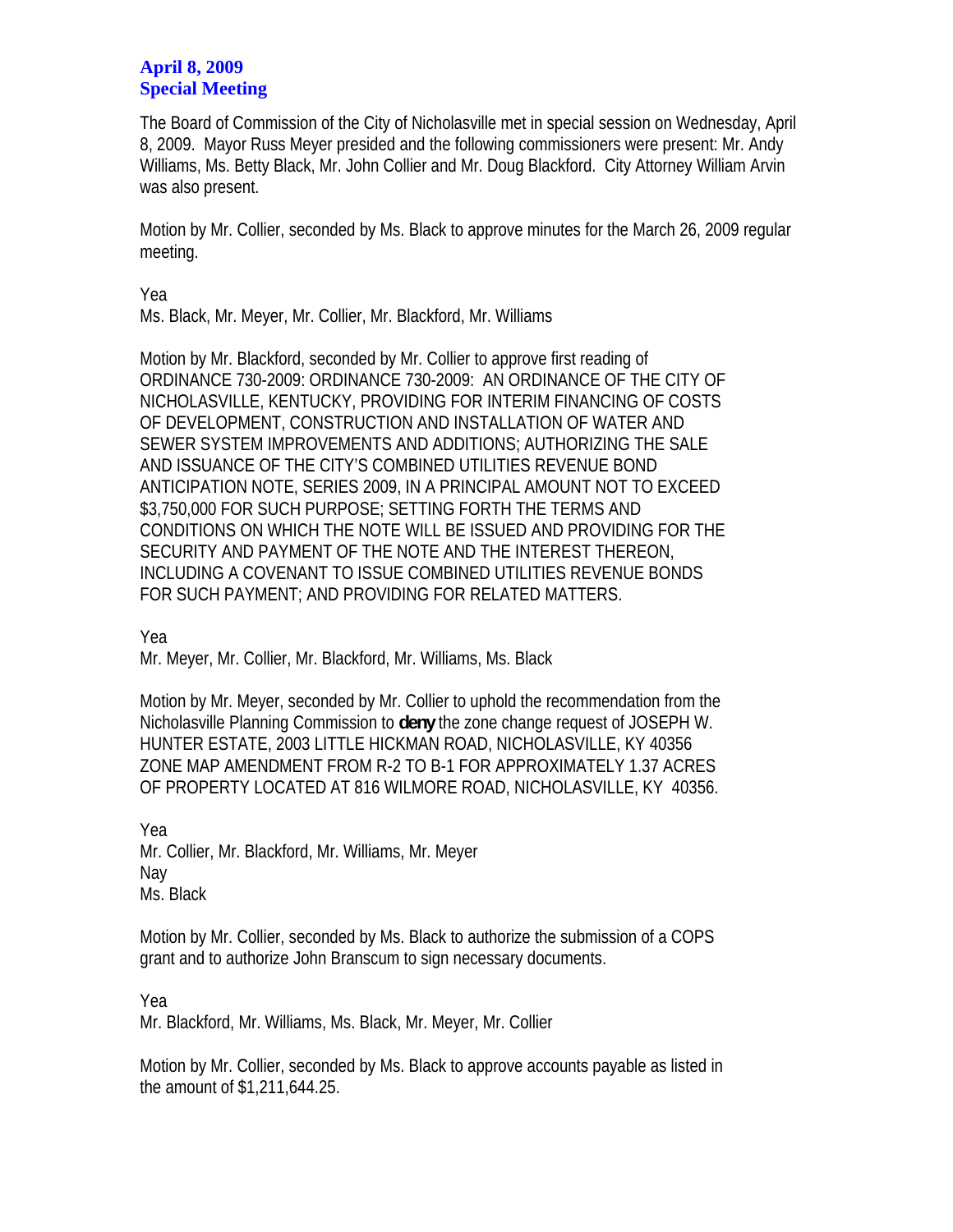**April 8, 2009**
**Special Meeting**

The Board of Commission of the City of Nicholasville met in special session on Wednesday, April 8, 2009. Mayor Russ Meyer presided and the following commissioners were present: Mr. Andy Williams, Ms. Betty Black, Mr. John Collier and Mr. Doug Blackford. City Attorney William Arvin was also present.

Motion by Mr. Collier, seconded by Ms. Black to approve minutes for the March 26, 2009 regular meeting.

Yea
Ms. Black, Mr. Meyer, Mr. Collier, Mr. Blackford, Mr. Williams

Motion by Mr. Blackford, seconded by Mr. Collier to approve first reading of ORDINANCE 730-2009: ORDINANCE 730-2009: AN ORDINANCE OF THE CITY OF NICHOLASVILLE, KENTUCKY, PROVIDING FOR INTERIM FINANCING OF COSTS OF DEVELOPMENT, CONSTRUCTION AND INSTALLATION OF WATER AND SEWER SYSTEM IMPROVEMENTS AND ADDITIONS; AUTHORIZING THE SALE AND ISSUANCE OF THE CITY'S COMBINED UTILITIES REVENUE BOND ANTICIPATION NOTE, SERIES 2009, IN A PRINCIPAL AMOUNT NOT TO EXCEED $3,750,000 FOR SUCH PURPOSE; SETTING FORTH THE TERMS AND CONDITIONS ON WHICH THE NOTE WILL BE ISSUED AND PROVIDING FOR THE SECURITY AND PAYMENT OF THE NOTE AND THE INTEREST THEREON, INCLUDING A COVENANT TO ISSUE COMBINED UTILITIES REVENUE BONDS FOR SUCH PAYMENT; AND PROVIDING FOR RELATED MATTERS.

Yea
Mr. Meyer, Mr. Collier, Mr. Blackford, Mr. Williams, Ms. Black

Motion by Mr. Meyer, seconded by Mr. Collier to uphold the recommendation from the Nicholasville Planning Commission to **deny** the zone change request of JOSEPH W. HUNTER ESTATE, 2003 LITTLE HICKMAN ROAD, NICHOLASVILLE, KY 40356 ZONE MAP AMENDMENT FROM R-2 TO B-1 FOR APPROXIMATELY 1.37 ACRES OF PROPERTY LOCATED AT 816 WILMORE ROAD, NICHOLASVILLE, KY 40356.

Yea
Mr. Collier, Mr. Blackford, Mr. Williams, Mr. Meyer
Nay
Ms. Black

Motion by Mr. Collier, seconded by Ms. Black to authorize the submission of a COPS grant and to authorize John Branscum to sign necessary documents.

Yea
Mr. Blackford, Mr. Williams, Ms. Black, Mr. Meyer, Mr. Collier

Motion by Mr. Collier, seconded by Ms. Black to approve accounts payable as listed in the amount of $1,211,644.25.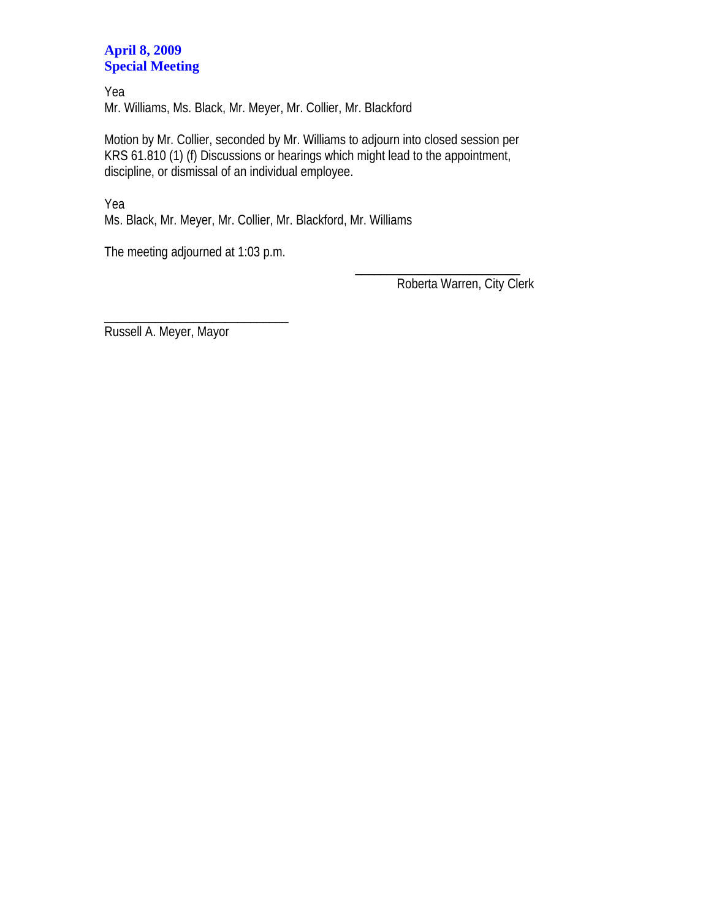**April 8, 2009**
**Special Meeting**

Yea
Mr. Williams, Ms. Black, Mr. Meyer, Mr. Collier, Mr. Blackford

Motion by Mr. Collier, seconded by Mr. Williams to adjourn into closed session per KRS 61.810 (1) (f) Discussions or hearings which might lead to the appointment, discipline, or dismissal of an individual employee.

Yea
Ms. Black, Mr. Meyer, Mr. Collier, Mr. Blackford, Mr. Williams

The meeting adjourned at 1:03 p.m.

\_\_\_\_\_\_\_\_\_\_\_\_\_\_\_\_\_\_\_\_\_\_\_\_\_\_
Roberta Warren, City Clerk

\_\_\_\_\_\_\_\_\_\_\_\_\_\_\_\_\_\_\_\_\_\_\_\_\_\_\_\_\_\_
Russell A. Meyer, Mayor